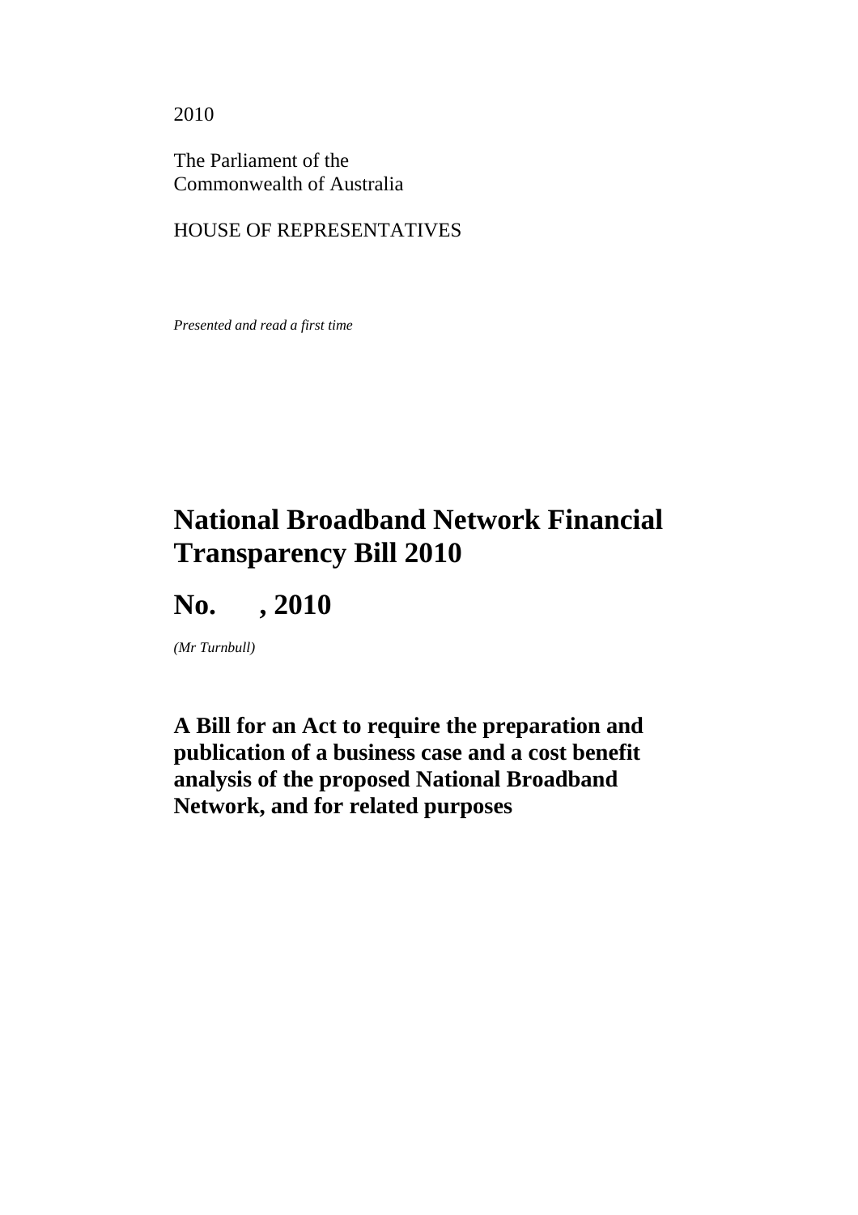2010

The Parliament of the
Commonwealth of Australia

HOUSE OF REPRESENTATIVES

*Presented and read a first time*

# National Broadband Network Financial Transparency Bill 2010

# No. , 2010

*(Mr Turnbull)*

**A Bill for an Act to require the preparation and publication of a business case and a cost benefit analysis of the proposed National Broadband Network, and for related purposes**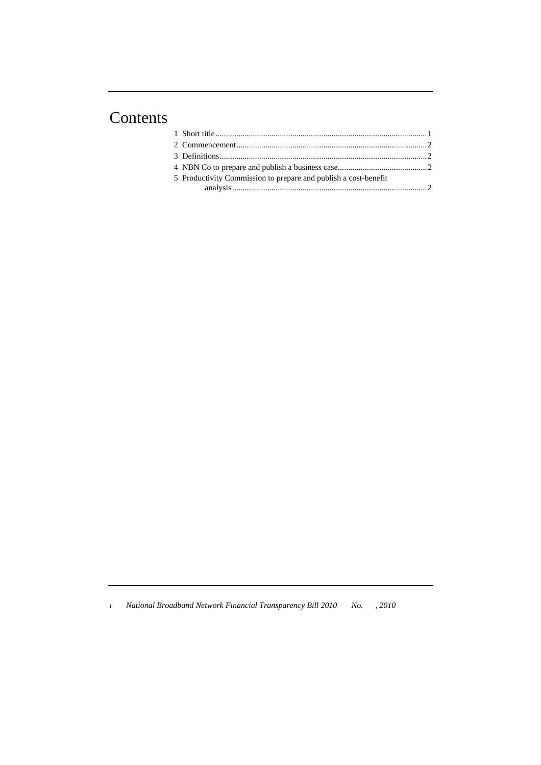# Contents

1 Short title .......................................................................................................1
2 Commencement..............................................................................................2
3 Definitions.......................................................................................................2
4 NBN Co to prepare and publish a business case............................................2
5 Productivity Commission to prepare and publish a cost-benefit analysis...............................................................................................2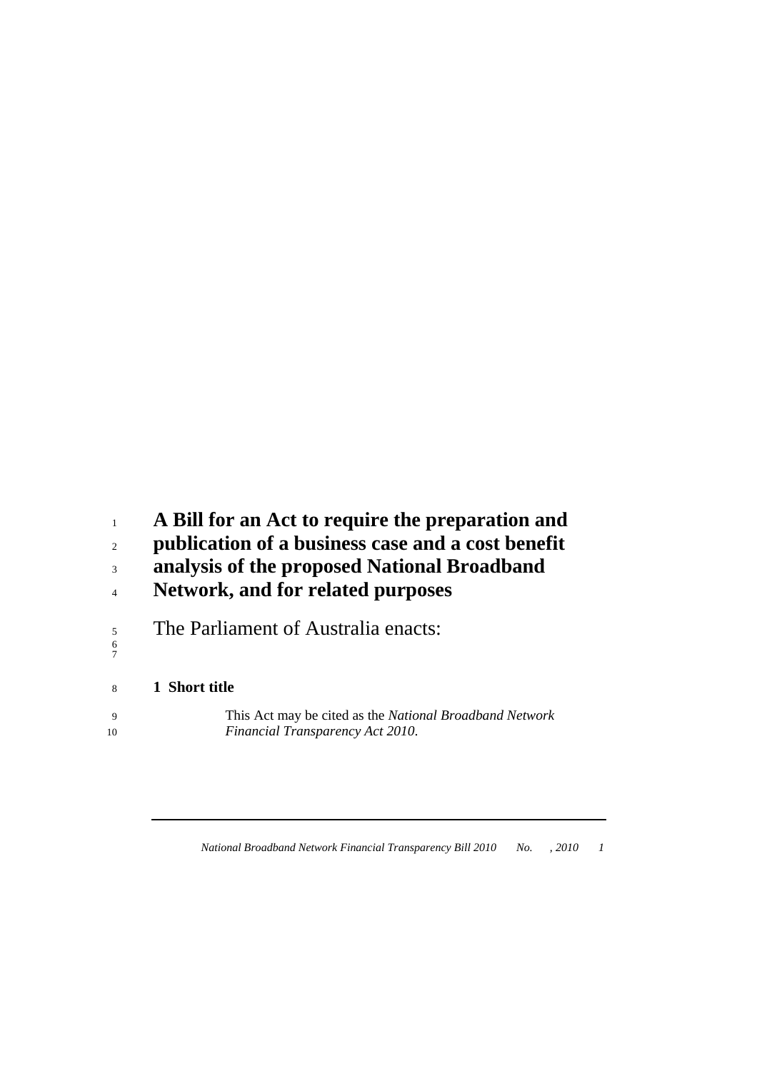# A Bill for an Act to require the preparation and publication of a business case and a cost benefit analysis of the proposed National Broadband Network, and for related purposes

The Parliament of Australia enacts:

## 1 Short title

This Act may be cited as the *National Broadband Network Financial Transparency Act 2010*.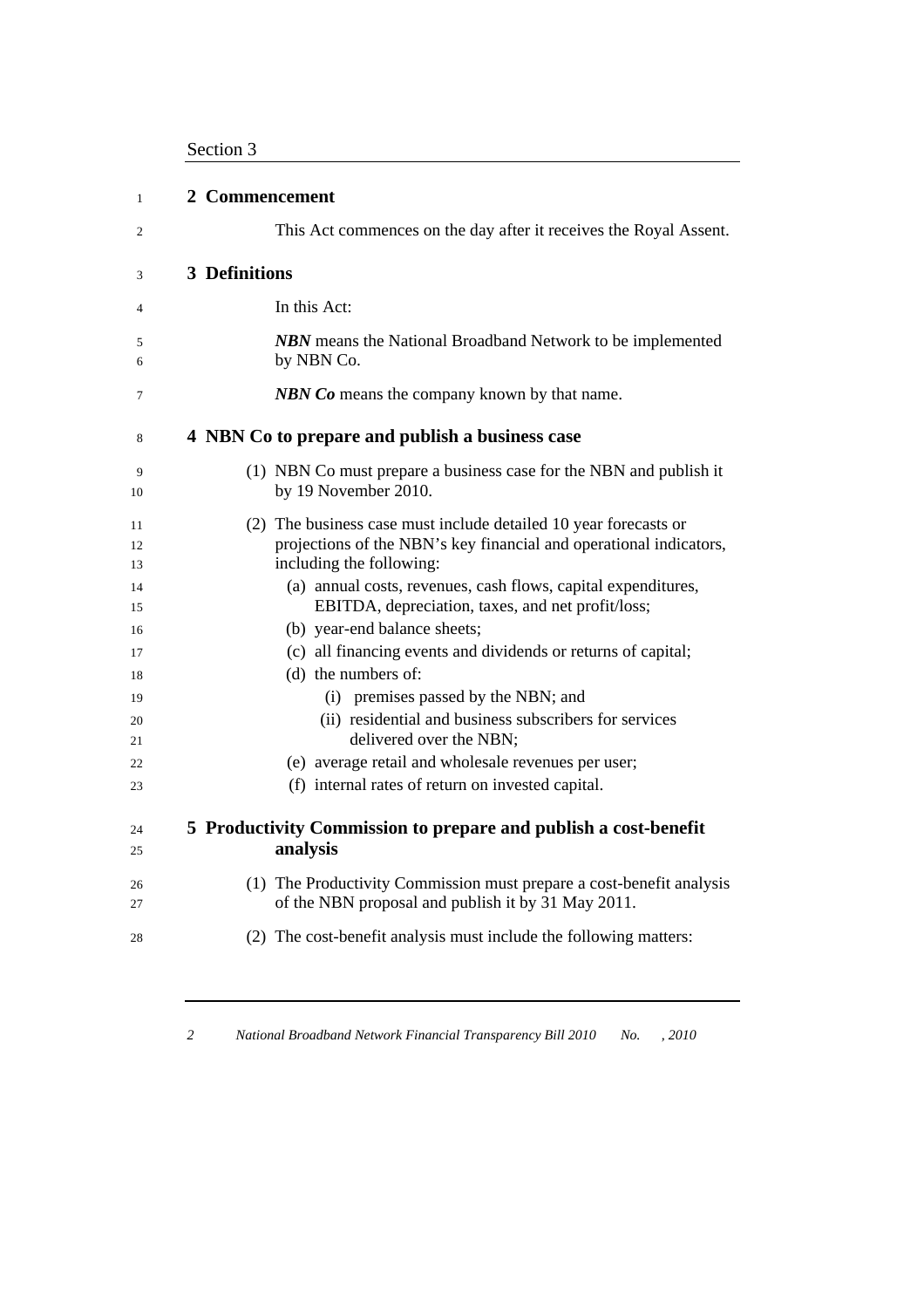## 2 Commencement

This Act commences on the day after it receives the Royal Assent.

## 3 Definitions

In this Act:

***NBN*** means the National Broadband Network to be implemented by NBN Co.

***NBN Co*** means the company known by that name.

## 4 NBN Co to prepare and publish a business case

(1) NBN Co must prepare a business case for the NBN and publish it by 19 November 2010.

(2) The business case must include detailed 10 year forecasts or projections of the NBN's key financial and operational indicators, including the following:

- (a) annual costs, revenues, cash flows, capital expenditures, EBITDA, depreciation, taxes, and net profit/loss;
- (b) year-end balance sheets;
- (c) all financing events and dividends or returns of capital;
- (d) the numbers of:
  - (i) premises passed by the NBN; and
  - (ii) residential and business subscribers for services delivered over the NBN;
- (e) average retail and wholesale revenues per user;
- (f) internal rates of return on invested capital.

## 5 Productivity Commission to prepare and publish a cost-benefit analysis

(1) The Productivity Commission must prepare a cost-benefit analysis of the NBN proposal and publish it by 31 May 2011.

(2) The cost-benefit analysis must include the following matters: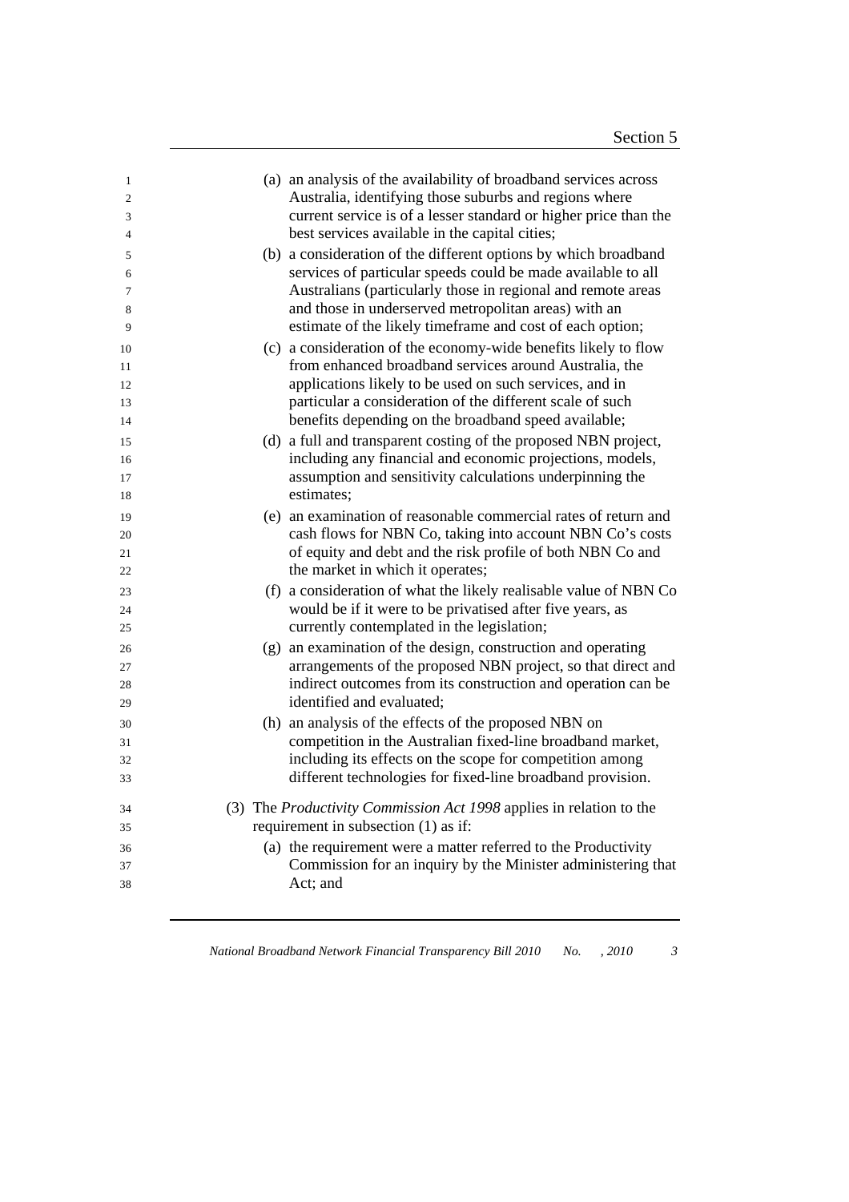(a) an analysis of the availability of broadband services across Australia, identifying those suburbs and regions where current service is of a lesser standard or higher price than the best services available in the capital cities;

(b) a consideration of the different options by which broadband services of particular speeds could be made available to all Australians (particularly those in regional and remote areas and those in underserved metropolitan areas) with an estimate of the likely timeframe and cost of each option;

(c) a consideration of the economy-wide benefits likely to flow from enhanced broadband services around Australia, the applications likely to be used on such services, and in particular a consideration of the different scale of such benefits depending on the broadband speed available;

(d) a full and transparent costing of the proposed NBN project, including any financial and economic projections, models, assumption and sensitivity calculations underpinning the estimates;

(e) an examination of reasonable commercial rates of return and cash flows for NBN Co, taking into account NBN Co's costs of equity and debt and the risk profile of both NBN Co and the market in which it operates;

(f) a consideration of what the likely realisable value of NBN Co would be if it were to be privatised after five years, as currently contemplated in the legislation;

(g) an examination of the design, construction and operating arrangements of the proposed NBN project, so that direct and indirect outcomes from its construction and operation can be identified and evaluated;

(h) an analysis of the effects of the proposed NBN on competition in the Australian fixed-line broadband market, including its effects on the scope for competition among different technologies for fixed-line broadband provision.

(3) The *Productivity Commission Act 1998* applies in relation to the requirement in subsection (1) as if:

(a) the requirement were a matter referred to the Productivity Commission for an inquiry by the Minister administering that Act; and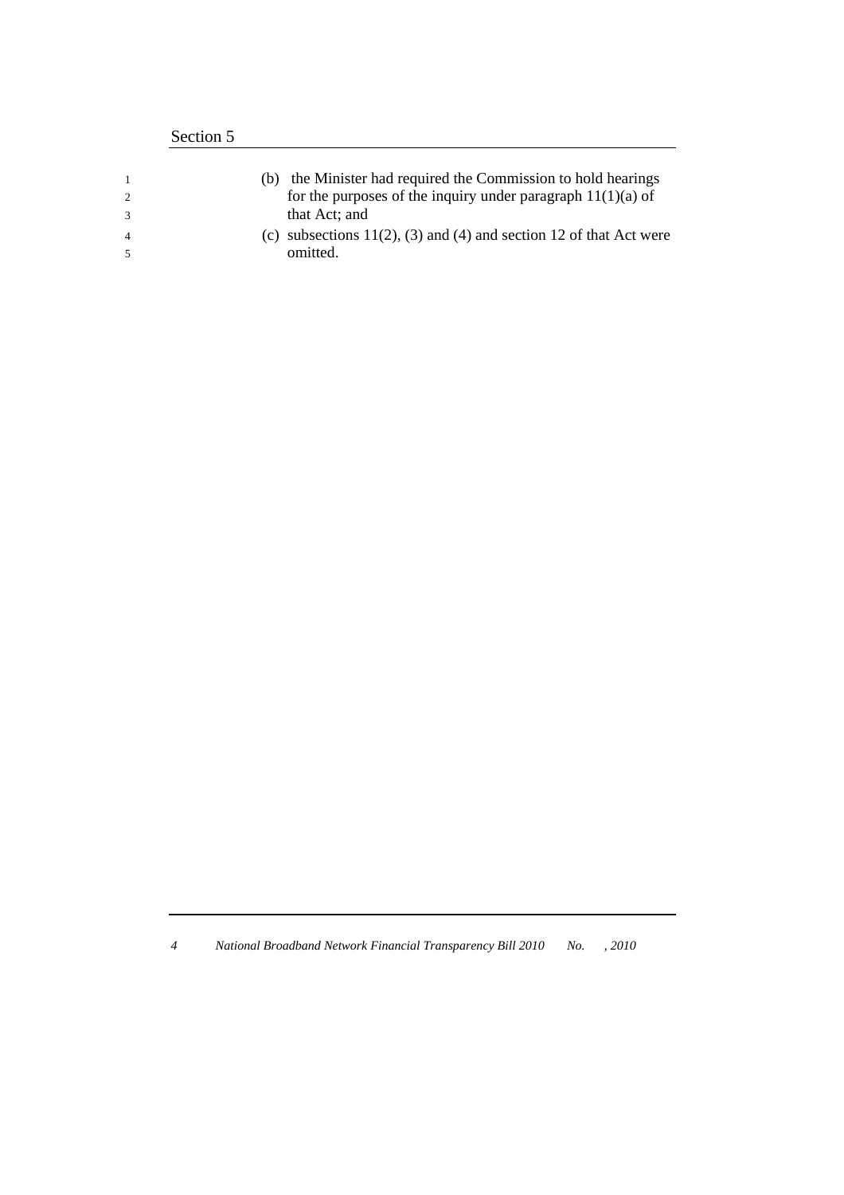(b) the Minister had required the Commission to hold hearings for the purposes of the inquiry under paragraph 11(1)(a) of that Act; and

(c) subsections 11(2), (3) and (4) and section 12 of that Act were omitted.